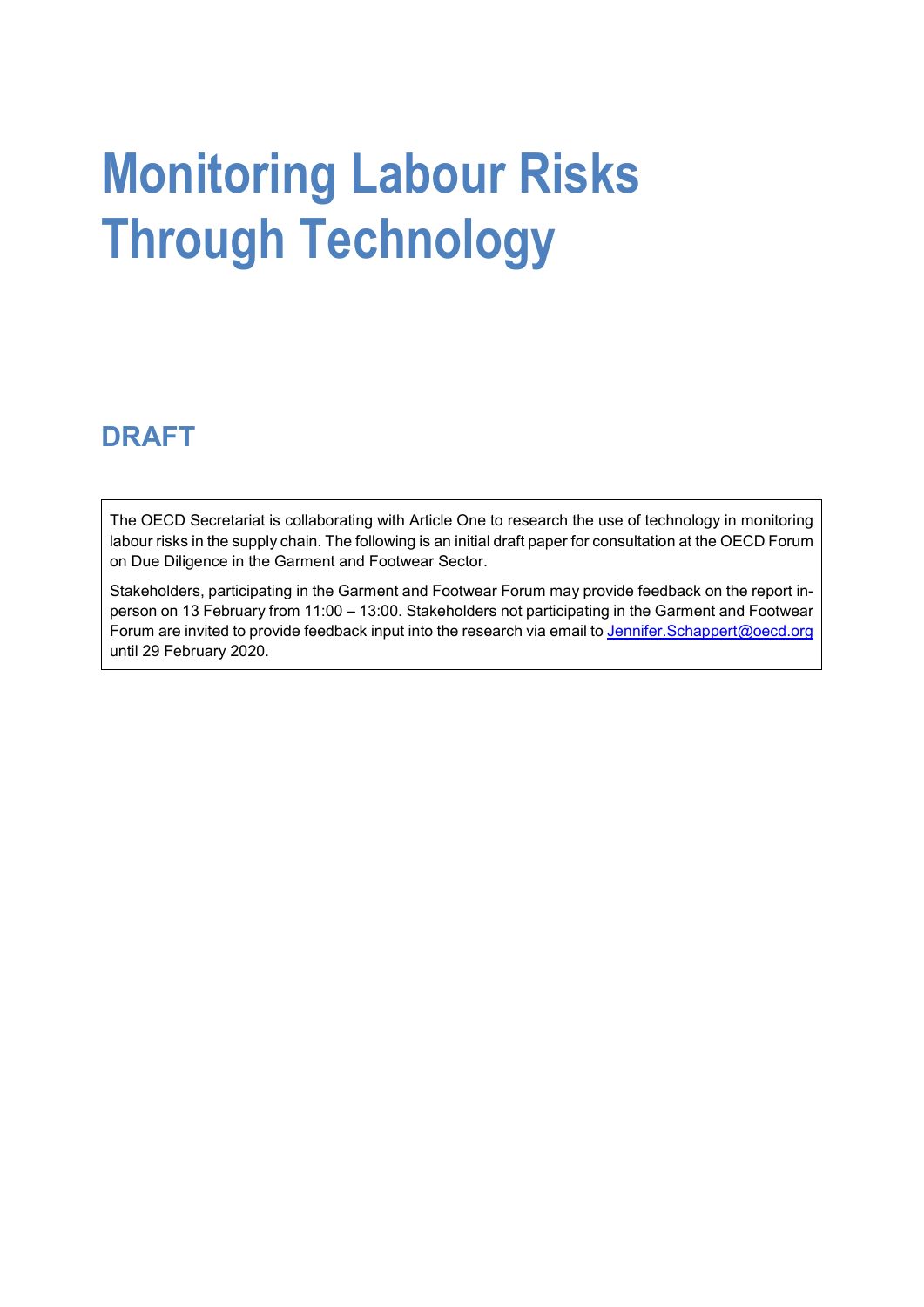# Monitoring Labour Risks Through Technology

## DRAFT

The OECD Secretariat is collaborating with Article One to research the use of technology in monitoring labour risks in the supply chain. The following is an initial draft paper for consultation at the OECD Forum on Due Diligence in the Garment and Footwear Sector.

Stakeholders, participating in the Garment and Footwear Forum may provide feedback on the report in-person on 13 February from 11:00 – 13:00. Stakeholders not participating in the Garment and Footwear Forum are invited to provide feedback input into the research via email to Jennifer.Schappert@oecd.org until 29 February 2020.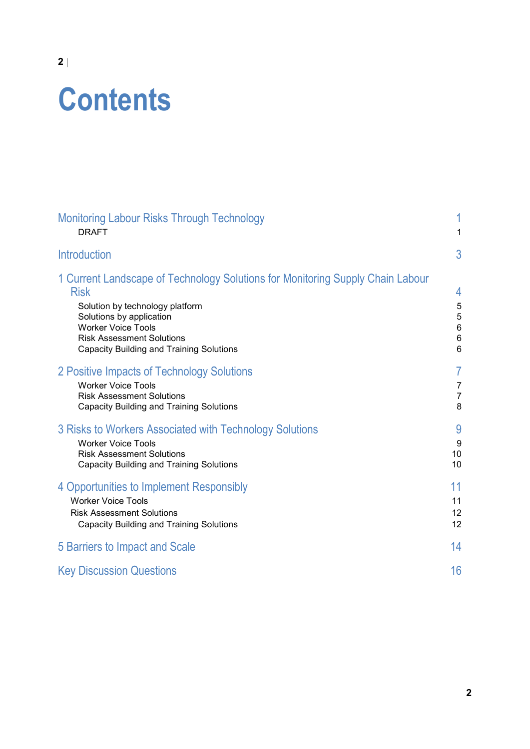# Contents

| | |
|---|---|
| Monitoring Labour Risks Through Technology | 1 |
| DRAFT | 1 |
| Introduction | 3 |
| 1 Current Landscape of Technology Solutions for Monitoring Supply Chain Labour Risk | 4 |
| Solution by technology platform | 5 |
| Solutions by application | 5 |
| Worker Voice Tools | 6 |
| Risk Assessment Solutions | 6 |
| Capacity Building and Training Solutions | 6 |
| 2 Positive Impacts of Technology Solutions | 7 |
| Worker Voice Tools | 7 |
| Risk Assessment Solutions | 7 |
| Capacity Building and Training Solutions | 8 |
| 3 Risks to Workers Associated with Technology Solutions | 9 |
| Worker Voice Tools | 9 |
| Risk Assessment Solutions | 10 |
| Capacity Building and Training Solutions | 10 |
| 4 Opportunities to Implement Responsibly | 11 |
| Worker Voice Tools | 11 |
| Risk Assessment Solutions | 12 |
| Capacity Building and Training Solutions | 12 |
| 5 Barriers to Impact and Scale | 14 |
| Key Discussion Questions | 16 |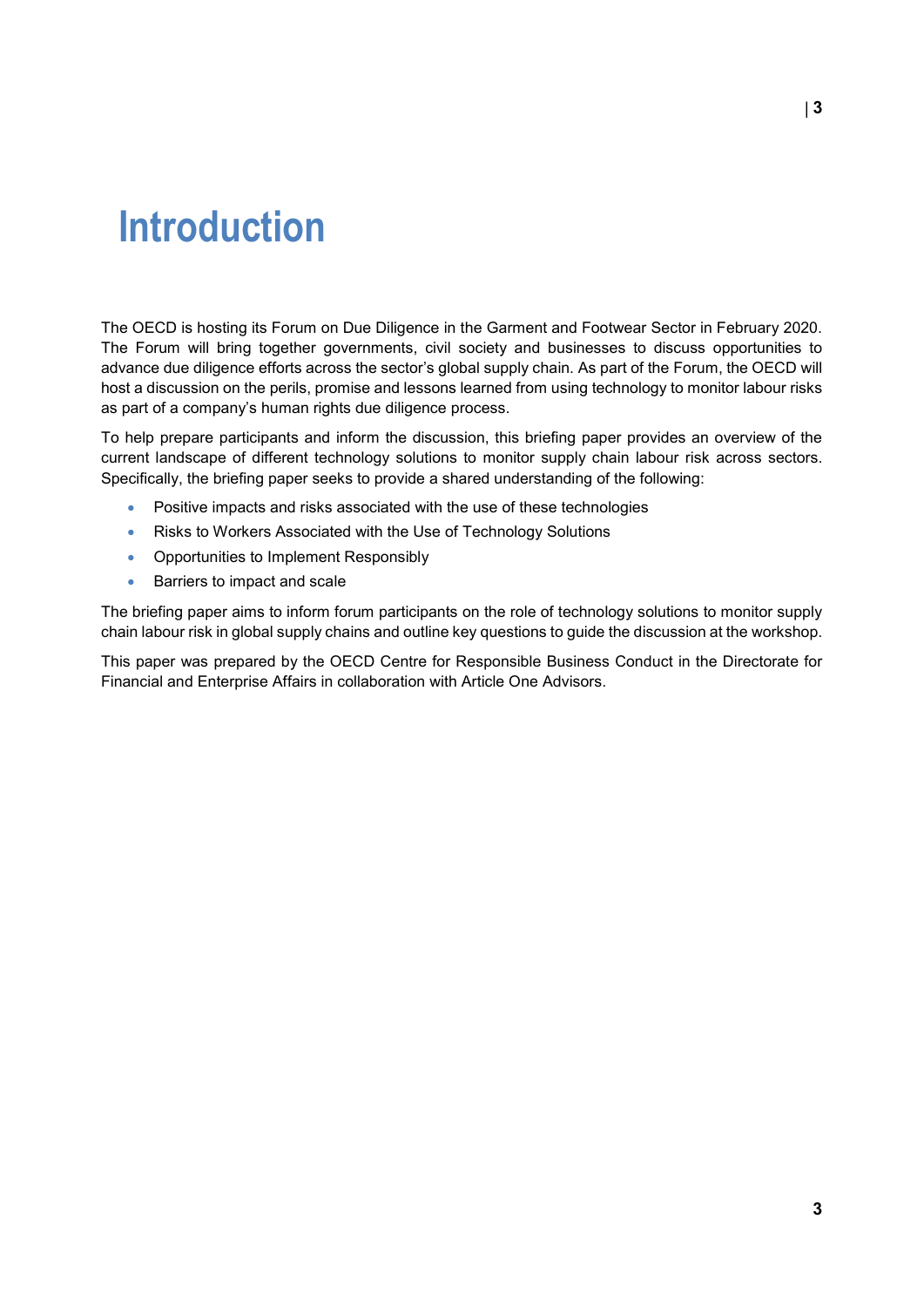# Introduction

The OECD is hosting its Forum on Due Diligence in the Garment and Footwear Sector in February 2020. The Forum will bring together governments, civil society and businesses to discuss opportunities to advance due diligence efforts across the sector's global supply chain. As part of the Forum, the OECD will host a discussion on the perils, promise and lessons learned from using technology to monitor labour risks as part of a company's human rights due diligence process.

To help prepare participants and inform the discussion, this briefing paper provides an overview of the current landscape of different technology solutions to monitor supply chain labour risk across sectors. Specifically, the briefing paper seeks to provide a shared understanding of the following:

- Positive impacts and risks associated with the use of these technologies
- Risks to Workers Associated with the Use of Technology Solutions
- Opportunities to Implement Responsibly
- Barriers to impact and scale

The briefing paper aims to inform forum participants on the role of technology solutions to monitor supply chain labour risk in global supply chains and outline key questions to guide the discussion at the workshop.

This paper was prepared by the OECD Centre for Responsible Business Conduct in the Directorate for Financial and Enterprise Affairs in collaboration with Article One Advisors.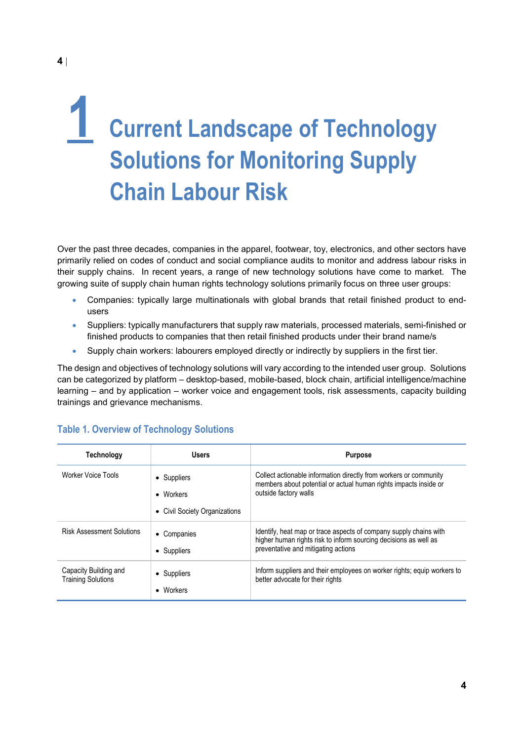# 1 Current Landscape of Technology Solutions for Monitoring Supply Chain Labour Risk

Over the past three decades, companies in the apparel, footwear, toy, electronics, and other sectors have primarily relied on codes of conduct and social compliance audits to monitor and address labour risks in their supply chains. In recent years, a range of new technology solutions have come to market. The growing suite of supply chain human rights technology solutions primarily focus on three user groups:

- Companies: typically large multinationals with global brands that retail finished product to end-users
- Suppliers: typically manufacturers that supply raw materials, processed materials, semi-finished or finished products to companies that then retail finished products under their brand name/s
- Supply chain workers: labourers employed directly or indirectly by suppliers in the first tier.

The design and objectives of technology solutions will vary according to the intended user group. Solutions can be categorized by platform – desktop-based, mobile-based, block chain, artificial intelligence/machine learning – and by application – worker voice and engagement tools, risk assessments, capacity building trainings and grievance mechanisms.

### Table 1. Overview of Technology Solutions

| Technology | Users | Purpose |
|---|---|---|
| Worker Voice Tools | • Suppliers<br>• Workers<br>• Civil Society Organizations | Collect actionable information directly from workers or community members about potential or actual human rights impacts inside or outside factory walls |
| Risk Assessment Solutions | • Companies<br>• Suppliers | Identify, heat map or trace aspects of company supply chains with higher human rights risk to inform sourcing decisions as well as preventative and mitigating actions |
| Capacity Building and Training Solutions | • Suppliers<br>• Workers | Inform suppliers and their employees on worker rights; equip workers to better advocate for their rights |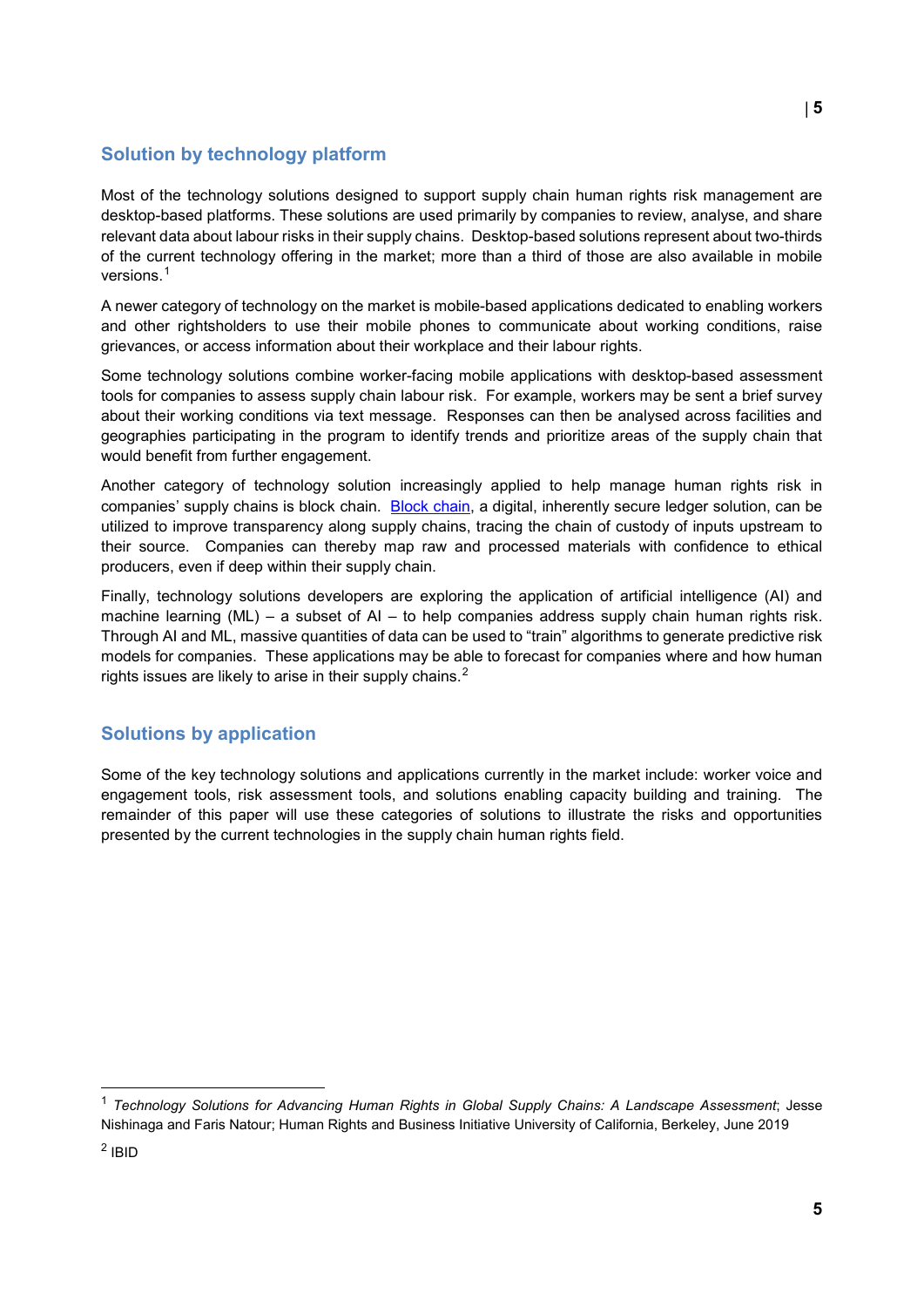## Solution by technology platform

Most of the technology solutions designed to support supply chain human rights risk management are desktop-based platforms. These solutions are used primarily by companies to review, analyse, and share relevant data about labour risks in their supply chains. Desktop-based solutions represent about two-thirds of the current technology offering in the market; more than a third of those are also available in mobile versions.[1]

A newer category of technology on the market is mobile-based applications dedicated to enabling workers and other rightsholders to use their mobile phones to communicate about working conditions, raise grievances, or access information about their workplace and their labour rights.

Some technology solutions combine worker-facing mobile applications with desktop-based assessment tools for companies to assess supply chain labour risk. For example, workers may be sent a brief survey about their working conditions via text message. Responses can then be analysed across facilities and geographies participating in the program to identify trends and prioritize areas of the supply chain that would benefit from further engagement.

Another category of technology solution increasingly applied to help manage human rights risk in companies' supply chains is block chain. Block chain, a digital, inherently secure ledger solution, can be utilized to improve transparency along supply chains, tracing the chain of custody of inputs upstream to their source. Companies can thereby map raw and processed materials with confidence to ethical producers, even if deep within their supply chain.

Finally, technology solutions developers are exploring the application of artificial intelligence (AI) and machine learning (ML) – a subset of AI – to help companies address supply chain human rights risk. Through AI and ML, massive quantities of data can be used to "train" algorithms to generate predictive risk models for companies. These applications may be able to forecast for companies where and how human rights issues are likely to arise in their supply chains.[2]

## Solutions by application

Some of the key technology solutions and applications currently in the market include: worker voice and engagement tools, risk assessment tools, and solutions enabling capacity building and training. The remainder of this paper will use these categories of solutions to illustrate the risks and opportunities presented by the current technologies in the supply chain human rights field.

---

[1] *Technology Solutions for Advancing Human Rights in Global Supply Chains: A Landscape Assessment*; Jesse Nishinaga and Faris Natour; Human Rights and Business Initiative University of California, Berkeley, June 2019

[2] IBID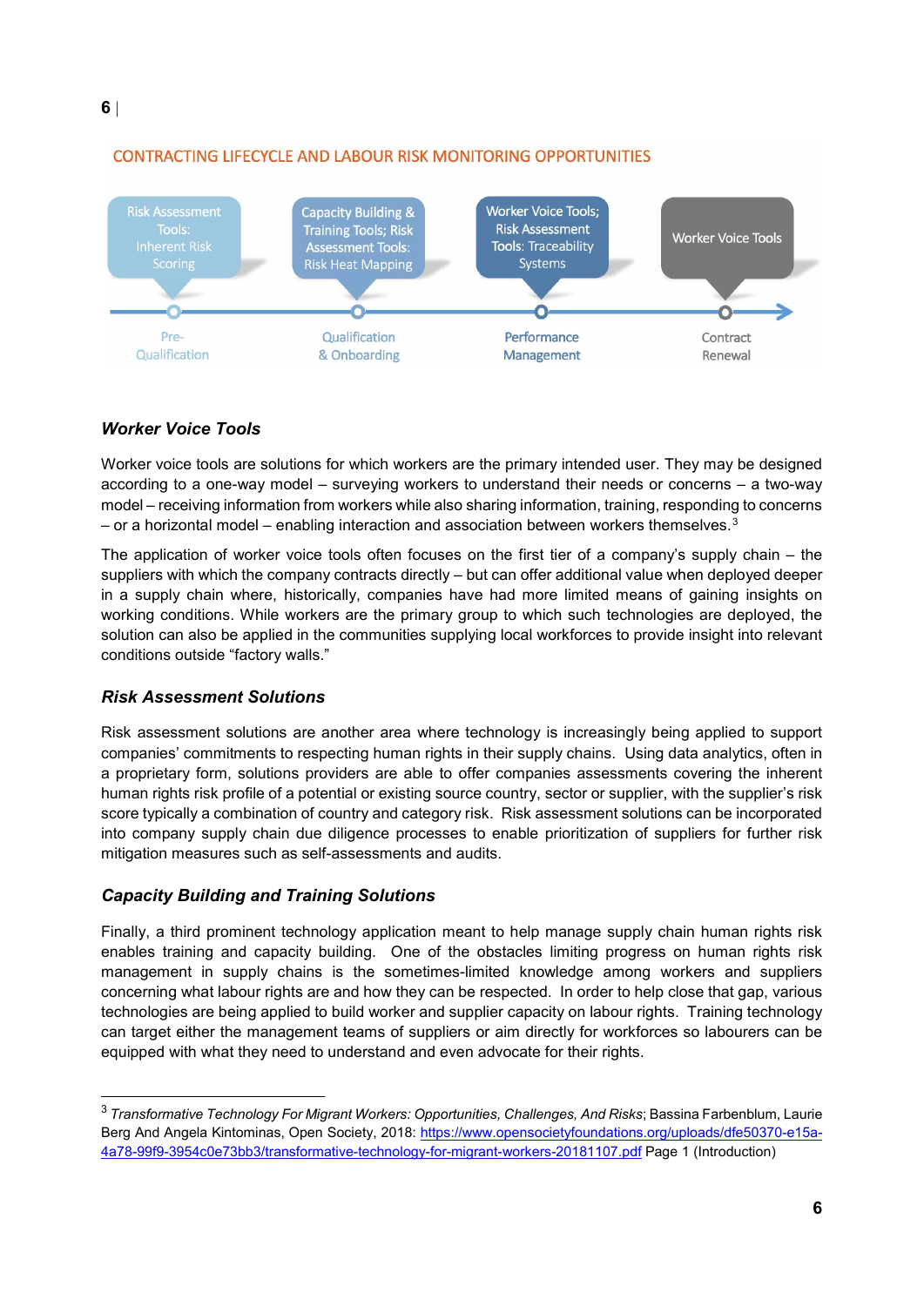## CONTRACTING LIFECYCLE AND LABOUR RISK MONITORING OPPORTUNITIES

| Pre-Qualification | Qualification & Onboarding | Performance Management | Contract Renewal |
|---|---|---|---|
| Risk Assessment Tools: Inherent Risk Scoring | Capacity Building & Training Tools; Risk Assessment Tools: Risk Heat Mapping | Worker Voice Tools; Risk Assessment Tools: Traceability Systems | Worker Voice Tools |

### *Worker Voice Tools*

Worker voice tools are solutions for which workers are the primary intended user. They may be designed according to a one-way model – surveying workers to understand their needs or concerns – a two-way model – receiving information from workers while also sharing information, training, responding to concerns – or a horizontal model – enabling interaction and association between workers themselves.[3]

The application of worker voice tools often focuses on the first tier of a company's supply chain – the suppliers with which the company contracts directly – but can offer additional value when deployed deeper in a supply chain where, historically, companies have had more limited means of gaining insights on working conditions. While workers are the primary group to which such technologies are deployed, the solution can also be applied in the communities supplying local workforces to provide insight into relevant conditions outside "factory walls."

### *Risk Assessment Solutions*

Risk assessment solutions are another area where technology is increasingly being applied to support companies' commitments to respecting human rights in their supply chains. Using data analytics, often in a proprietary form, solutions providers are able to offer companies assessments covering the inherent human rights risk profile of a potential or existing source country, sector or supplier, with the supplier's risk score typically a combination of country and category risk. Risk assessment solutions can be incorporated into company supply chain due diligence processes to enable prioritization of suppliers for further risk mitigation measures such as self-assessments and audits.

### *Capacity Building and Training Solutions*

Finally, a third prominent technology application meant to help manage supply chain human rights risk enables training and capacity building. One of the obstacles limiting progress on human rights risk management in supply chains is the sometimes-limited knowledge among workers and suppliers concerning what labour rights are and how they can be respected. In order to help close that gap, various technologies are being applied to build worker and supplier capacity on labour rights. Training technology can target either the management teams of suppliers or aim directly for workforces so labourers can be equipped with what they need to understand and even advocate for their rights.

---

[3] *Transformative Technology For Migrant Workers: Opportunities, Challenges, And Risks*; Bassina Farbenblum, Laurie Berg And Angela Kintominas, Open Society, 2018: https://www.opensocietyfoundations.org/uploads/dfe50370-e15a-4a78-99f9-3954c0e73bb3/transformative-technology-for-migrant-workers-20181107.pdf Page 1 (Introduction)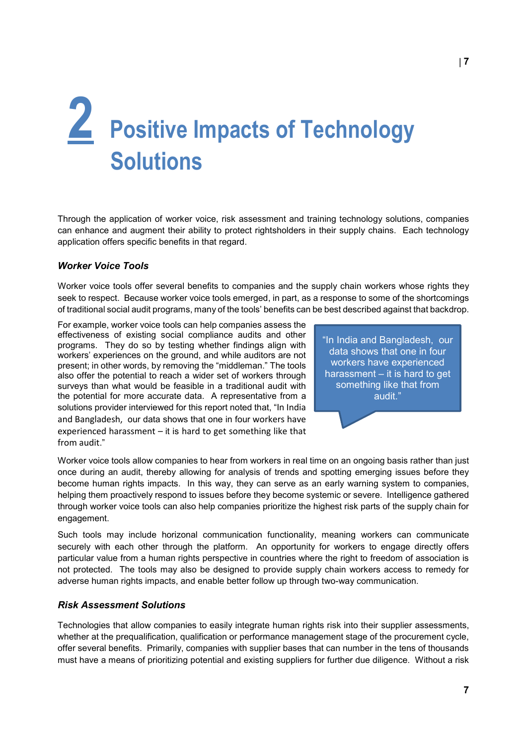# 2 Positive Impacts of Technology Solutions

Through the application of worker voice, risk assessment and training technology solutions, companies can enhance and augment their ability to protect rightsholders in their supply chains. Each technology application offers specific benefits in that regard.

### *Worker Voice Tools*

Worker voice tools offer several benefits to companies and the supply chain workers whose rights they seek to respect. Because worker voice tools emerged, in part, as a response to some of the shortcomings of traditional social audit programs, many of the tools' benefits can be best described against that backdrop.

For example, worker voice tools can help companies assess the effectiveness of existing social compliance audits and other programs. They do so by testing whether findings align with workers' experiences on the ground, and while auditors are not present; in other words, by removing the "middleman." The tools also offer the potential to reach a wider set of workers through surveys than what would be feasible in a traditional audit with the potential for more accurate data. A representative from a solutions provider interviewed for this report noted that, "In India and Bangladesh, our data shows that one in four workers have experienced harassment – it is hard to get something like that from audit."

> "In India and Bangladesh, our data shows that one in four workers have experienced harassment – it is hard to get something like that from audit."

Worker voice tools allow companies to hear from workers in real time on an ongoing basis rather than just once during an audit, thereby allowing for analysis of trends and spotting emerging issues before they become human rights impacts. In this way, they can serve as an early warning system to companies, helping them proactively respond to issues before they become systemic or severe. Intelligence gathered through worker voice tools can also help companies prioritize the highest risk parts of the supply chain for engagement.

Such tools may include horizontal communication functionality, meaning workers can communicate securely with each other through the platform. An opportunity for workers to engage directly offers particular value from a human rights perspective in countries where the right to freedom of association is not protected. The tools may also be designed to provide supply chain workers access to remedy for adverse human rights impacts, and enable better follow up through two-way communication.

### *Risk Assessment Solutions*

Technologies that allow companies to easily integrate human rights risk into their supplier assessments, whether at the prequalification, qualification or performance management stage of the procurement cycle, offer several benefits. Primarily, companies with supplier bases that can number in the tens of thousands must have a means of prioritizing potential and existing suppliers for further due diligence. Without a risk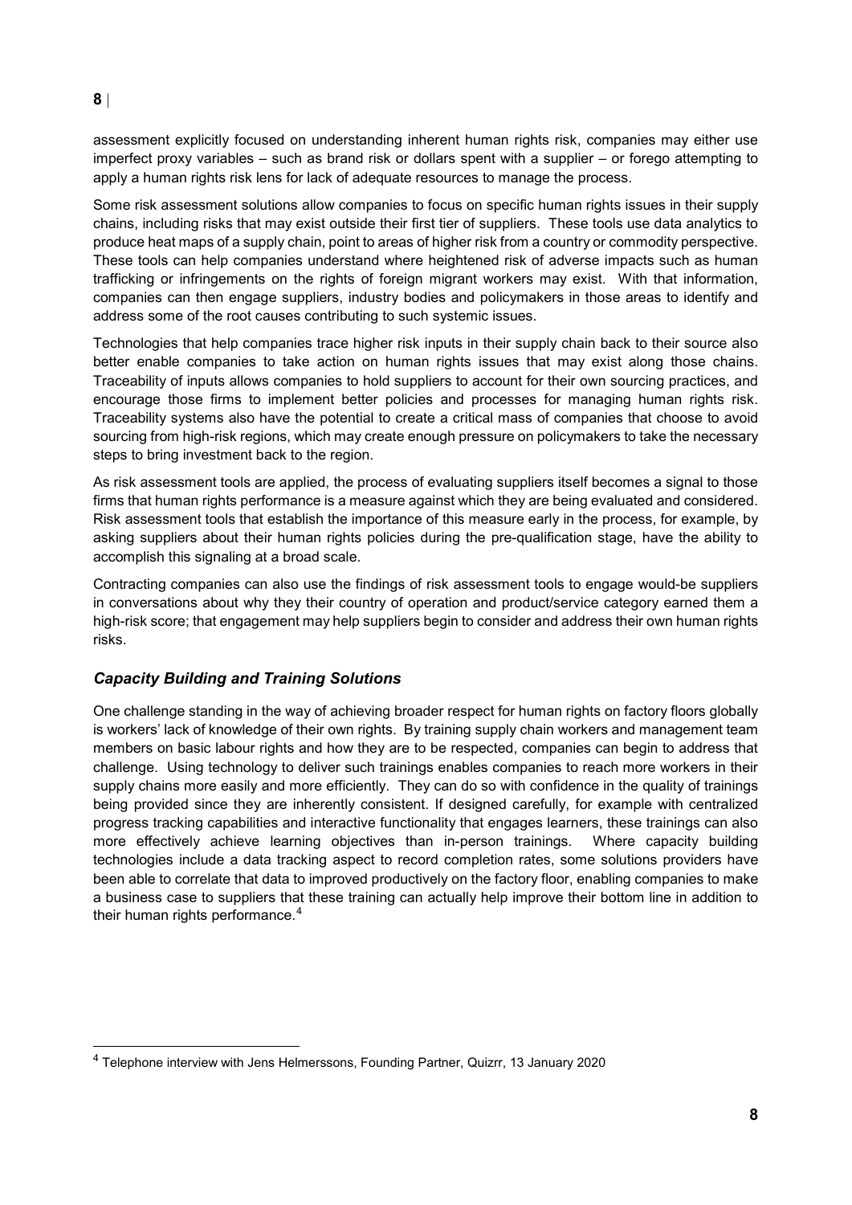assessment explicitly focused on understanding inherent human rights risk, companies may either use imperfect proxy variables – such as brand risk or dollars spent with a supplier – or forego attempting to apply a human rights risk lens for lack of adequate resources to manage the process.

Some risk assessment solutions allow companies to focus on specific human rights issues in their supply chains, including risks that may exist outside their first tier of suppliers. These tools use data analytics to produce heat maps of a supply chain, point to areas of higher risk from a country or commodity perspective. These tools can help companies understand where heightened risk of adverse impacts such as human trafficking or infringements on the rights of foreign migrant workers may exist. With that information, companies can then engage suppliers, industry bodies and policymakers in those areas to identify and address some of the root causes contributing to such systemic issues.

Technologies that help companies trace higher risk inputs in their supply chain back to their source also better enable companies to take action on human rights issues that may exist along those chains. Traceability of inputs allows companies to hold suppliers to account for their own sourcing practices, and encourage those firms to implement better policies and processes for managing human rights risk. Traceability systems also have the potential to create a critical mass of companies that choose to avoid sourcing from high-risk regions, which may create enough pressure on policymakers to take the necessary steps to bring investment back to the region.

As risk assessment tools are applied, the process of evaluating suppliers itself becomes a signal to those firms that human rights performance is a measure against which they are being evaluated and considered. Risk assessment tools that establish the importance of this measure early in the process, for example, by asking suppliers about their human rights policies during the pre-qualification stage, have the ability to accomplish this signaling at a broad scale.

Contracting companies can also use the findings of risk assessment tools to engage would-be suppliers in conversations about why they their country of operation and product/service category earned them a high-risk score; that engagement may help suppliers begin to consider and address their own human rights risks.

### *Capacity Building and Training Solutions*

One challenge standing in the way of achieving broader respect for human rights on factory floors globally is workers' lack of knowledge of their own rights. By training supply chain workers and management team members on basic labour rights and how they are to be respected, companies can begin to address that challenge. Using technology to deliver such trainings enables companies to reach more workers in their supply chains more easily and more efficiently. They can do so with confidence in the quality of trainings being provided since they are inherently consistent. If designed carefully, for example with centralized progress tracking capabilities and interactive functionality that engages learners, these trainings can also more effectively achieve learning objectives than in-person trainings. Where capacity building technologies include a data tracking aspect to record completion rates, some solutions providers have been able to correlate that data to improved productively on the factory floor, enabling companies to make a business case to suppliers that these training can actually help improve their bottom line in addition to their human rights performance.[4]

[4] Telephone interview with Jens Helmerssons, Founding Partner, Quizrr, 13 January 2020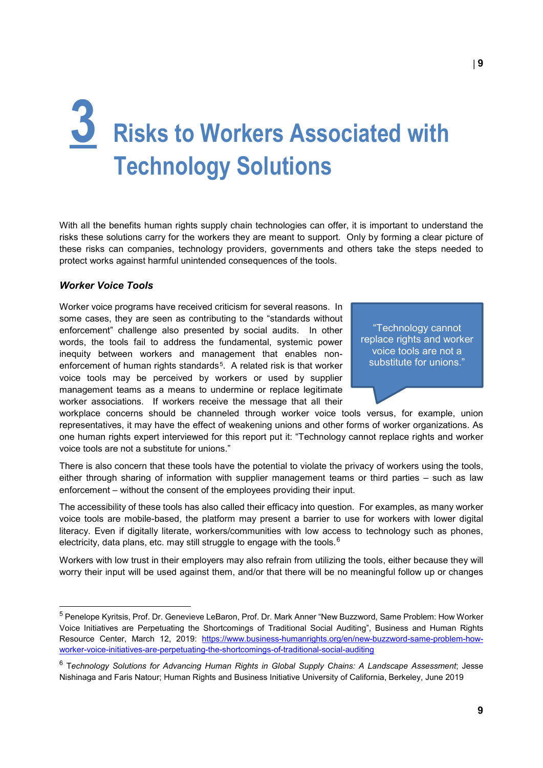# 3 Risks to Workers Associated with Technology Solutions

With all the benefits human rights supply chain technologies can offer, it is important to understand the risks these solutions carry for the workers they are meant to support. Only by forming a clear picture of these risks can companies, technology providers, governments and others take the steps needed to protect works against harmful unintended consequences of the tools.

### *Worker Voice Tools*

> "Technology cannot replace rights and worker voice tools are not a substitute for unions."

Worker voice programs have received criticism for several reasons. In some cases, they are seen as contributing to the "standards without enforcement" challenge also presented by social audits. In other words, the tools fail to address the fundamental, systemic power inequity between workers and management that enables non-enforcement of human rights standards[5]. A related risk is that worker voice tools may be perceived by workers or used by supplier management teams as a means to undermine or replace legitimate worker associations. If workers receive the message that all their workplace concerns should be channeled through worker voice tools versus, for example, union representatives, it may have the effect of weakening unions and other forms of worker organizations. As one human rights expert interviewed for this report put it: "Technology cannot replace rights and worker voice tools are not a substitute for unions."

There is also concern that these tools have the potential to violate the privacy of workers using the tools, either through sharing of information with supplier management teams or third parties – such as law enforcement – without the consent of the employees providing their input.

The accessibility of these tools has also called their efficacy into question. For examples, as many worker voice tools are mobile-based, the platform may present a barrier to use for workers with lower digital literacy. Even if digitally literate, workers/communities with low access to technology such as phones, electricity, data plans, etc. may still struggle to engage with the tools.[6]

Workers with low trust in their employers may also refrain from utilizing the tools, either because they will worry their input will be used against them, and/or that there will be no meaningful follow up or changes

---

[5] Penelope Kyritsis, Prof. Dr. Genevieve LeBaron, Prof. Dr. Mark Anner "New Buzzword, Same Problem: How Worker Voice Initiatives are Perpetuating the Shortcomings of Traditional Social Auditing", Business and Human Rights Resource Center, March 12, 2019: https://www.business-humanrights.org/en/new-buzzword-same-problem-how-worker-voice-initiatives-are-perpetuating-the-shortcomings-of-traditional-social-auditing

[6] *Technology Solutions for Advancing Human Rights in Global Supply Chains: A Landscape Assessment*; Jesse Nishinaga and Faris Natour; Human Rights and Business Initiative University of California, Berkeley, June 2019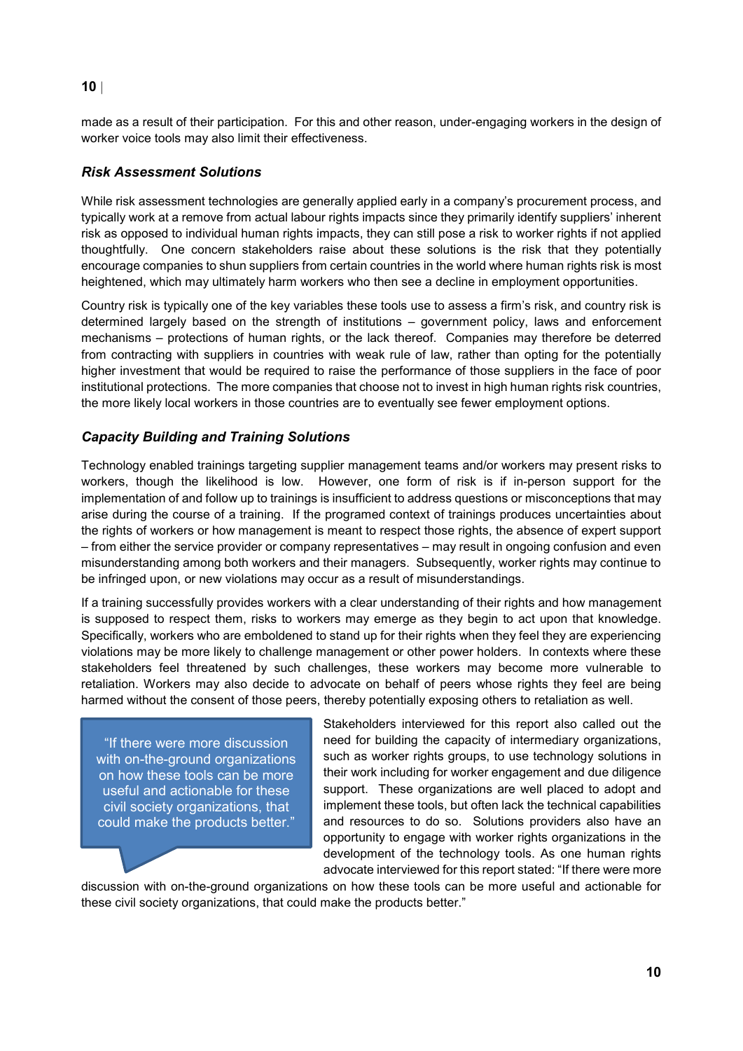made as a result of their participation. For this and other reason, under-engaging workers in the design of worker voice tools may also limit their effectiveness.

### *Risk Assessment Solutions*

While risk assessment technologies are generally applied early in a company's procurement process, and typically work at a remove from actual labour rights impacts since they primarily identify suppliers' inherent risk as opposed to individual human rights impacts, they can still pose a risk to worker rights if not applied thoughtfully. One concern stakeholders raise about these solutions is the risk that they potentially encourage companies to shun suppliers from certain countries in the world where human rights risk is most heightened, which may ultimately harm workers who then see a decline in employment opportunities.

Country risk is typically one of the key variables these tools use to assess a firm's risk, and country risk is determined largely based on the strength of institutions – government policy, laws and enforcement mechanisms – protections of human rights, or the lack thereof. Companies may therefore be deterred from contracting with suppliers in countries with weak rule of law, rather than opting for the potentially higher investment that would be required to raise the performance of those suppliers in the face of poor institutional protections. The more companies that choose not to invest in high human rights risk countries, the more likely local workers in those countries are to eventually see fewer employment options.

### *Capacity Building and Training Solutions*

Technology enabled trainings targeting supplier management teams and/or workers may present risks to workers, though the likelihood is low. However, one form of risk is if in-person support for the implementation of and follow up to trainings is insufficient to address questions or misconceptions that may arise during the course of a training. If the programed context of trainings produces uncertainties about the rights of workers or how management is meant to respect those rights, the absence of expert support – from either the service provider or company representatives – may result in ongoing confusion and even misunderstanding among both workers and their managers. Subsequently, worker rights may continue to be infringed upon, or new violations may occur as a result of misunderstandings.

If a training successfully provides workers with a clear understanding of their rights and how management is supposed to respect them, risks to workers may emerge as they begin to act upon that knowledge. Specifically, workers who are emboldened to stand up for their rights when they feel they are experiencing violations may be more likely to challenge management or other power holders. In contexts where these stakeholders feel threatened by such challenges, these workers may become more vulnerable to retaliation. Workers may also decide to advocate on behalf of peers whose rights they feel are being harmed without the consent of those peers, thereby potentially exposing others to retaliation as well.

> "If there were more discussion with on-the-ground organizations on how these tools can be more useful and actionable for these civil society organizations, that could make the products better."

Stakeholders interviewed for this report also called out the need for building the capacity of intermediary organizations, such as worker rights groups, to use technology solutions in their work including for worker engagement and due diligence support. These organizations are well placed to adopt and implement these tools, but often lack the technical capabilities and resources to do so. Solutions providers also have an opportunity to engage with worker rights organizations in the development of the technology tools. As one human rights advocate interviewed for this report stated: "If there were more discussion with on-the-ground organizations on how these tools can be more useful and actionable for these civil society organizations, that could make the products better."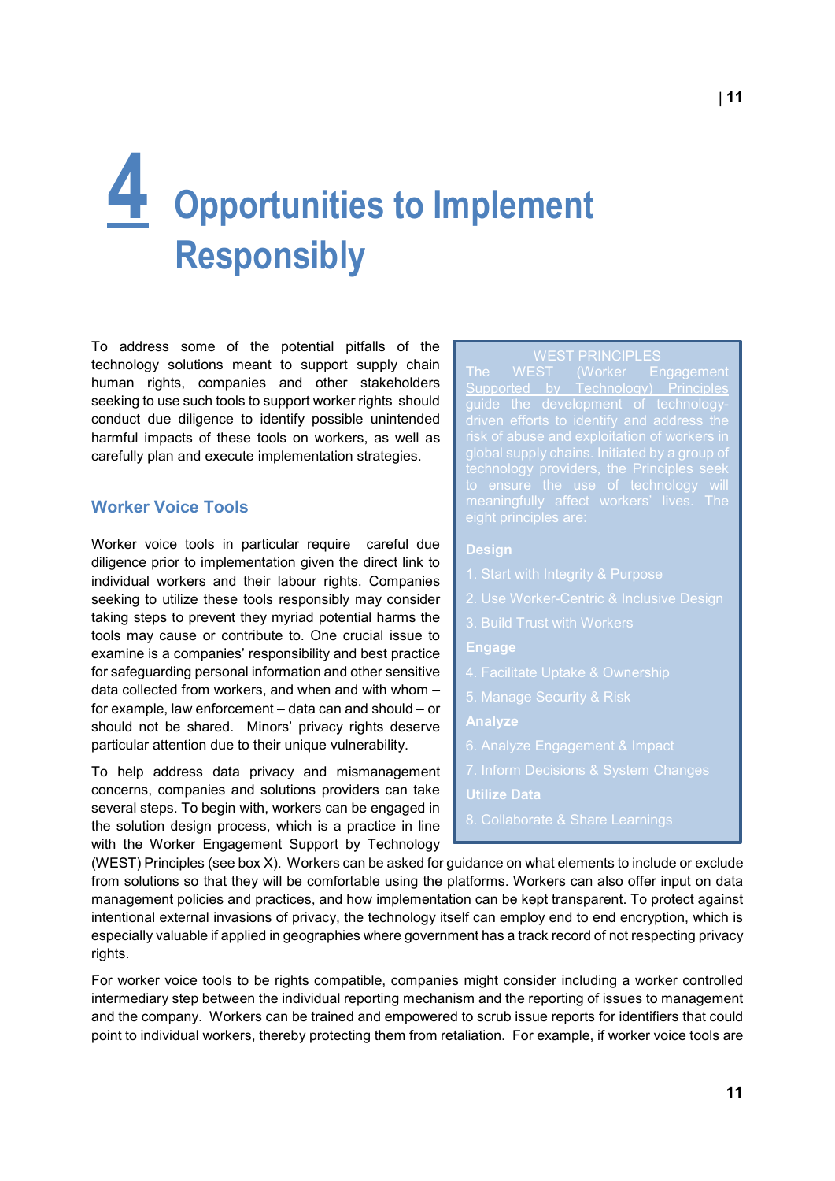# 4 Opportunities to Implement Responsibly

To address some of the potential pitfalls of the technology solutions meant to support supply chain human rights, companies and other stakeholders seeking to use such tools to support worker rights should conduct due diligence to identify possible unintended harmful impacts of these tools on workers, as well as carefully plan and execute implementation strategies.

> **WEST PRINCIPLES**
>
> The WEST (Worker Engagement Supported by Technology) Principles guide the development of technology-driven efforts to identify and address the risk of abuse and exploitation of workers in global supply chains. Initiated by a group of technology providers, the Principles seek to ensure the use of technology will meaningfully affect workers' lives. The eight principles are:
>
> **Design**
>
> 1. Start with Integrity & Purpose
> 2. Use Worker-Centric & Inclusive Design
> 3. Build Trust with Workers
>
> **Engage**
>
> 4. Facilitate Uptake & Ownership
> 5. Manage Security & Risk
>
> **Analyze**
>
> 6. Analyze Engagement & Impact
> 7. Inform Decisions & System Changes
>
> **Utilize Data**
>
> 8. Collaborate & Share Learnings

## Worker Voice Tools

Worker voice tools in particular require careful due diligence prior to implementation given the direct link to individual workers and their labour rights. Companies seeking to utilize these tools responsibly may consider taking steps to prevent they myriad potential harms the tools may cause or contribute to. One crucial issue to examine is a companies' responsibility and best practice for safeguarding personal information and other sensitive data collected from workers, and when and with whom – for example, law enforcement – data can and should – or should not be shared. Minors' privacy rights deserve particular attention due to their unique vulnerability.

To help address data privacy and mismanagement concerns, companies and solutions providers can take several steps. To begin with, workers can be engaged in the solution design process, which is a practice in line with the Worker Engagement Support by Technology (WEST) Principles (see box X). Workers can be asked for guidance on what elements to include or exclude from solutions so that they will be comfortable using the platforms. Workers can also offer input on data management policies and practices, and how implementation can be kept transparent. To protect against intentional external invasions of privacy, the technology itself can employ end to end encryption, which is especially valuable if applied in geographies where government has a track record of not respecting privacy rights.

For worker voice tools to be rights compatible, companies might consider including a worker controlled intermediary step between the individual reporting mechanism and the reporting of issues to management and the company. Workers can be trained and empowered to scrub issue reports for identifiers that could point to individual workers, thereby protecting them from retaliation. For example, if worker voice tools are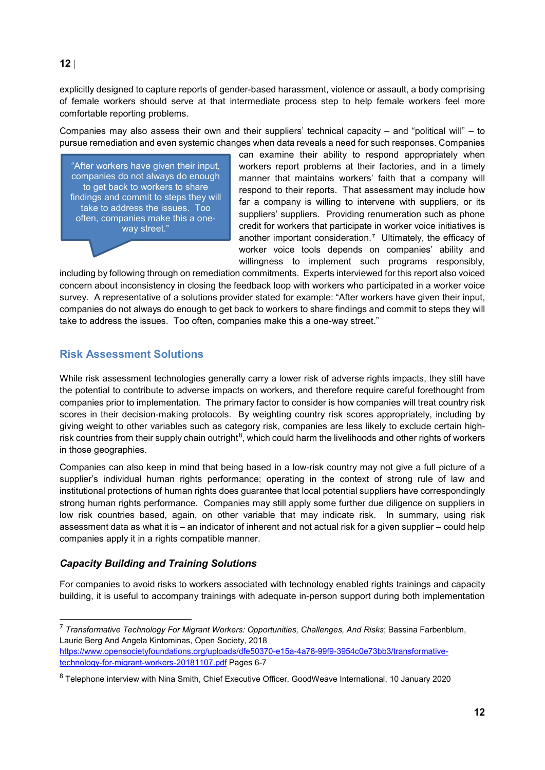explicitly designed to capture reports of gender-based harassment, violence or assault, a body comprising of female workers should serve at that intermediate process step to help female workers feel more comfortable reporting problems.

Companies may also assess their own and their suppliers' technical capacity – and "political will" – to pursue remediation and even systemic changes when data reveals a need for such responses. Companies can examine their ability to respond appropriately when workers report problems at their factories, and in a timely manner that maintains workers' faith that a company will respond to their reports. That assessment may include how far a company is willing to intervene with suppliers, or its suppliers' suppliers. Providing renumeration such as phone credit for workers that participate in worker voice initiatives is another important consideration.[7] Ultimately, the efficacy of worker voice tools depends on companies' ability and willingness to implement such programs responsibly, including by following through on remediation commitments. Experts interviewed for this report also voiced concern about inconsistency in closing the feedback loop with workers who participated in a worker voice survey. A representative of a solutions provider stated for example: "After workers have given their input, companies do not always do enough to get back to workers to share findings and commit to steps they will take to address the issues. Too often, companies make this a one-way street."

> "After workers have given their input, companies do not always do enough to get back to workers to share findings and commit to steps they will take to address the issues. Too often, companies make this a one-way street."

## Risk Assessment Solutions

While risk assessment technologies generally carry a lower risk of adverse rights impacts, they still have the potential to contribute to adverse impacts on workers, and therefore require careful forethought from companies prior to implementation. The primary factor to consider is how companies will treat country risk scores in their decision-making protocols. By weighting country risk scores appropriately, including by giving weight to other variables such as category risk, companies are less likely to exclude certain high-risk countries from their supply chain outright[8], which could harm the livelihoods and other rights of workers in those geographies.

Companies can also keep in mind that being based in a low-risk country may not give a full picture of a supplier's individual human rights performance; operating in the context of strong rule of law and institutional protections of human rights does guarantee that local potential suppliers have correspondingly strong human rights performance. Companies may still apply some further due diligence on suppliers in low risk countries based, again, on other variable that may indicate risk. In summary, using risk assessment data as what it is – an indicator of inherent and not actual risk for a given supplier – could help companies apply it in a rights compatible manner.

### *Capacity Building and Training Solutions*

For companies to avoid risks to workers associated with technology enabled rights trainings and capacity building, it is useful to accompany trainings with adequate in-person support during both implementation

---

[7] *Transformative Technology For Migrant Workers: Opportunities, Challenges, And Risks*; Bassina Farbenblum, Laurie Berg And Angela Kintominas, Open Society, 2018 https://www.opensocietyfoundations.org/uploads/dfe50370-e15a-4a78-99f9-3954c0e73bb3/transformative-technology-for-migrant-workers-20181107.pdf Pages 6-7

[8] Telephone interview with Nina Smith, Chief Executive Officer, GoodWeave International, 10 January 2020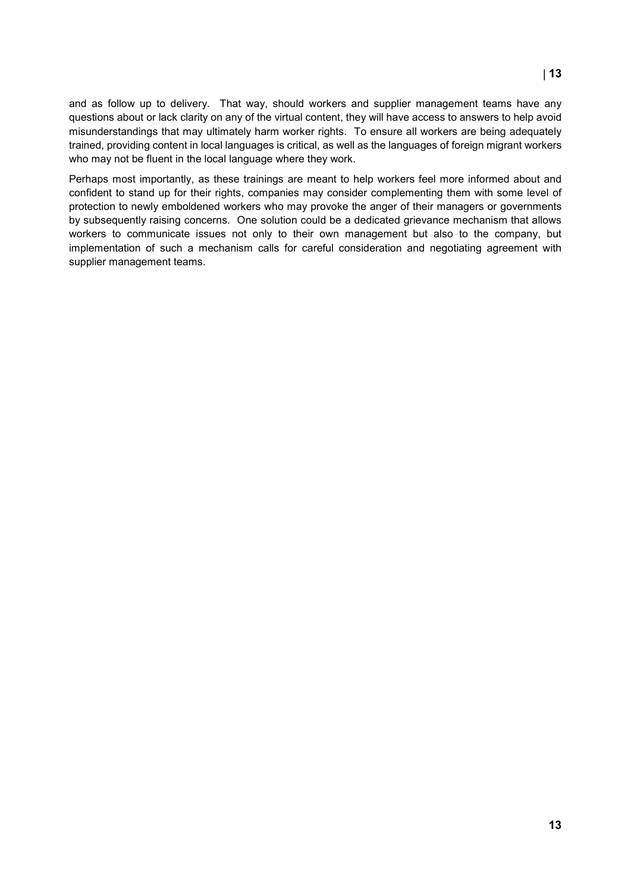and as follow up to delivery. That way, should workers and supplier management teams have any questions about or lack clarity on any of the virtual content, they will have access to answers to help avoid misunderstandings that may ultimately harm worker rights. To ensure all workers are being adequately trained, providing content in local languages is critical, as well as the languages of foreign migrant workers who may not be fluent in the local language where they work.

Perhaps most importantly, as these trainings are meant to help workers feel more informed about and confident to stand up for their rights, companies may consider complementing them with some level of protection to newly emboldened workers who may provoke the anger of their managers or governments by subsequently raising concerns. One solution could be a dedicated grievance mechanism that allows workers to communicate issues not only to their own management but also to the company, but implementation of such a mechanism calls for careful consideration and negotiating agreement with supplier management teams.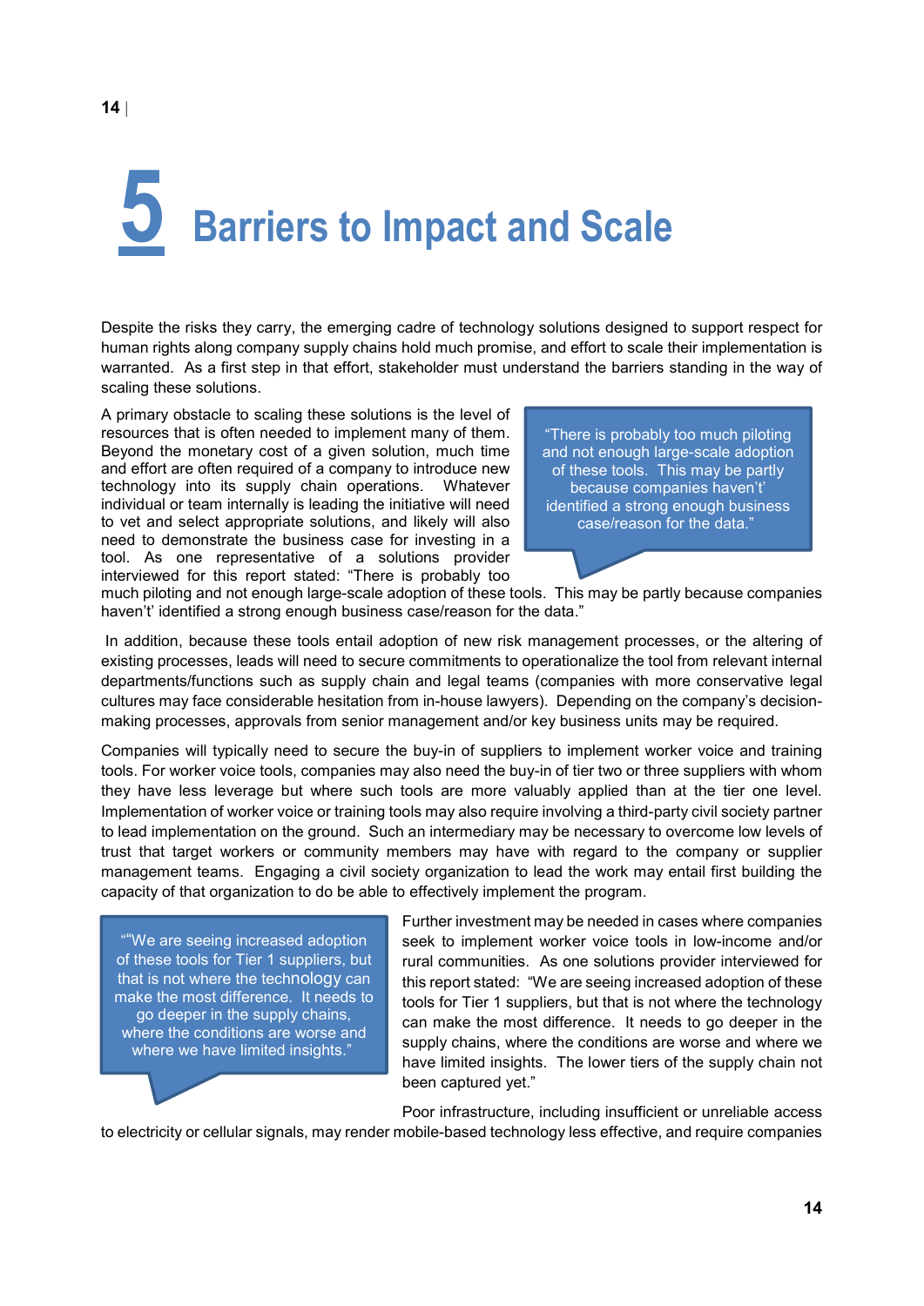# 5 Barriers to Impact and Scale

Despite the risks they carry, the emerging cadre of technology solutions designed to support respect for human rights along company supply chains hold much promise, and effort to scale their implementation is warranted. As a first step in that effort, stakeholder must understand the barriers standing in the way of scaling these solutions.

A primary obstacle to scaling these solutions is the level of resources that is often needed to implement many of them. Beyond the monetary cost of a given solution, much time and effort are often required of a company to introduce new technology into its supply chain operations. Whatever individual or team internally is leading the initiative will need to vet and select appropriate solutions, and likely will also need to demonstrate the business case for investing in a tool. As one representative of a solutions provider interviewed for this report stated: "There is probably too much piloting and not enough large-scale adoption of these tools. This may be partly because companies haven't' identified a strong enough business case/reason for the data."

> "There is probably too much piloting and not enough large-scale adoption of these tools. This may be partly because companies haven't' identified a strong enough business case/reason for the data."

In addition, because these tools entail adoption of new risk management processes, or the altering of existing processes, leads will need to secure commitments to operationalize the tool from relevant internal departments/functions such as supply chain and legal teams (companies with more conservative legal cultures may face considerable hesitation from in-house lawyers). Depending on the company's decision-making processes, approvals from senior management and/or key business units may be required.

Companies will typically need to secure the buy-in of suppliers to implement worker voice and training tools. For worker voice tools, companies may also need the buy-in of tier two or three suppliers with whom they have less leverage but where such tools are more valuably applied than at the tier one level. Implementation of worker voice or training tools may also require involving a third-party civil society partner to lead implementation on the ground. Such an intermediary may be necessary to overcome low levels of trust that target workers or community members may have with regard to the company or supplier management teams. Engaging a civil society organization to lead the work may entail first building the capacity of that organization to do be able to effectively implement the program.

> ""We are seeing increased adoption of these tools for Tier 1 suppliers, but that is not where the technology can make the most difference. It needs to go deeper in the supply chains, where the conditions are worse and where we have limited insights."

Further investment may be needed in cases where companies seek to implement worker voice tools in low-income and/or rural communities. As one solutions provider interviewed for this report stated: "We are seeing increased adoption of these tools for Tier 1 suppliers, but that is not where the technology can make the most difference. It needs to go deeper in the supply chains, where the conditions are worse and where we have limited insights. The lower tiers of the supply chain not been captured yet."

Poor infrastructure, including insufficient or unreliable access to electricity or cellular signals, may render mobile-based technology less effective, and require companies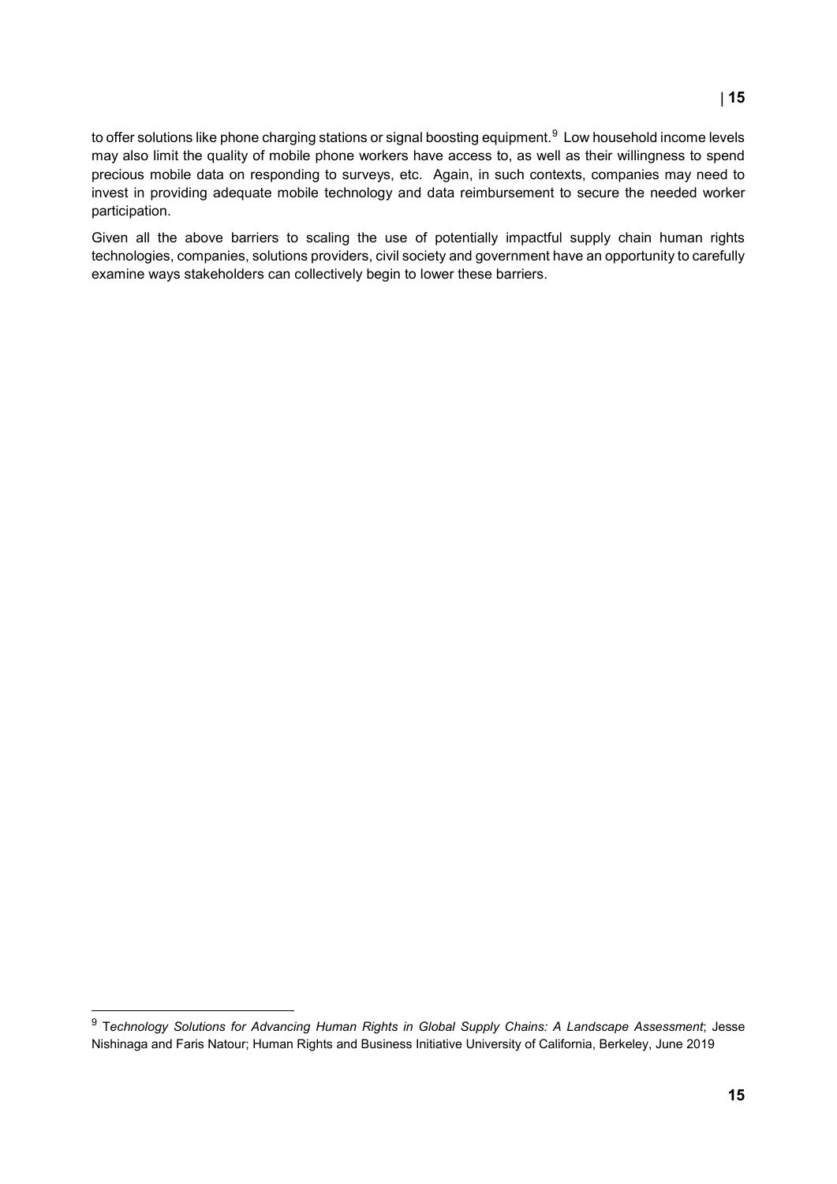to offer solutions like phone charging stations or signal boosting equipment.[9] Low household income levels may also limit the quality of mobile phone workers have access to, as well as their willingness to spend precious mobile data on responding to surveys, etc. Again, in such contexts, companies may need to invest in providing adequate mobile technology and data reimbursement to secure the needed worker participation.

Given all the above barriers to scaling the use of potentially impactful supply chain human rights technologies, companies, solutions providers, civil society and government have an opportunity to carefully examine ways stakeholders can collectively begin to lower these barriers.

---

[9] *Technology Solutions for Advancing Human Rights in Global Supply Chains: A Landscape Assessment*; Jesse Nishinaga and Faris Natour; Human Rights and Business Initiative University of California, Berkeley, June 2019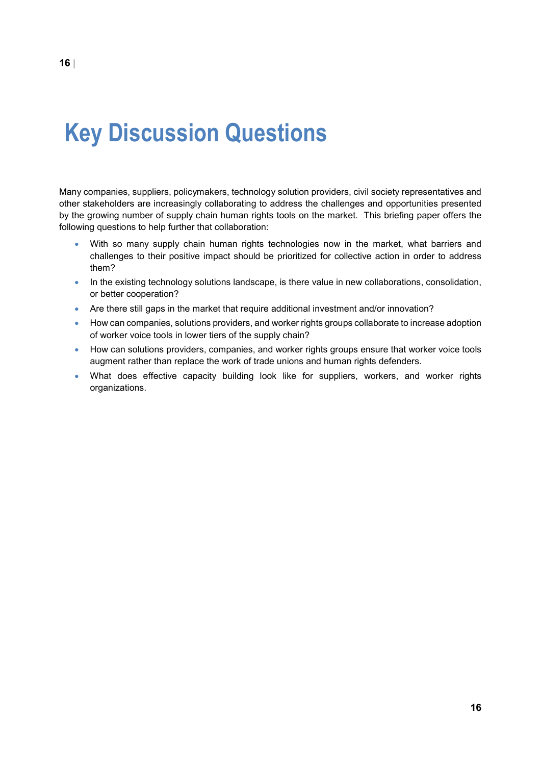# Key Discussion Questions

Many companies, suppliers, policymakers, technology solution providers, civil society representatives and other stakeholders are increasingly collaborating to address the challenges and opportunities presented by the growing number of supply chain human rights tools on the market. This briefing paper offers the following questions to help further that collaboration:

- With so many supply chain human rights technologies now in the market, what barriers and challenges to their positive impact should be prioritized for collective action in order to address them?
- In the existing technology solutions landscape, is there value in new collaborations, consolidation, or better cooperation?
- Are there still gaps in the market that require additional investment and/or innovation?
- How can companies, solutions providers, and worker rights groups collaborate to increase adoption of worker voice tools in lower tiers of the supply chain?
- How can solutions providers, companies, and worker rights groups ensure that worker voice tools augment rather than replace the work of trade unions and human rights defenders.
- What does effective capacity building look like for suppliers, workers, and worker rights organizations.